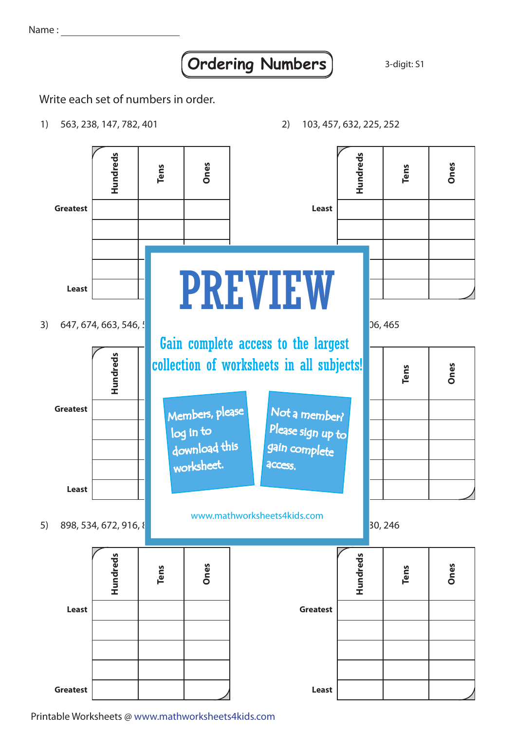Name : ______________________

# Ordering Numbers

3-digit: S1

Write each set of numbers in order.

1) 563, 238, 147, 782, 401

| | Hundreds | Tens | Ones |
|---|---|---|---|
| Greatest | | | |
| | | | |
| | | | |
| | | | |
| Least | | | |

2) 103, 457, 632, 225, 252

| | Hundreds | Tens | Ones |
|---|---|---|---|
| Least | | | |
| | | | |
| | | | |
| | | | |
| | | | |

3) 647, 674, 663, 546, 5

| | Hundreds | Tens | Ones |
|---|---|---|---|
| Greatest | | | |
| | | | |
| | | | |
| | | | |
| Least | | | |

4) 06, 465

| | Hundreds | Tens | Ones |
|---|---|---|---|
| | | | |
| | | | |
| | | | |
| | | | |
| | | | |

PREVIEW

Gain complete access to the largest collection of worksheets in all subjects!

Members, please log in to download this worksheet.

Not a member? Please sign up to gain complete access.

www.mathworksheets4kids.com

5) 898, 534, 672, 916, 8

| | Hundreds | Tens | Ones |
|---|---|---|---|
| Least | | | |
| | | | |
| | | | |
| | | | |
| Greatest | | | |

6) 30, 246

| | Hundreds | Tens | Ones |
|---|---|---|---|
| Greatest | | | |
| | | | |
| | | | |
| | | | |
| Least | | | |

Printable Worksheets @ www.mathworksheets4kids.com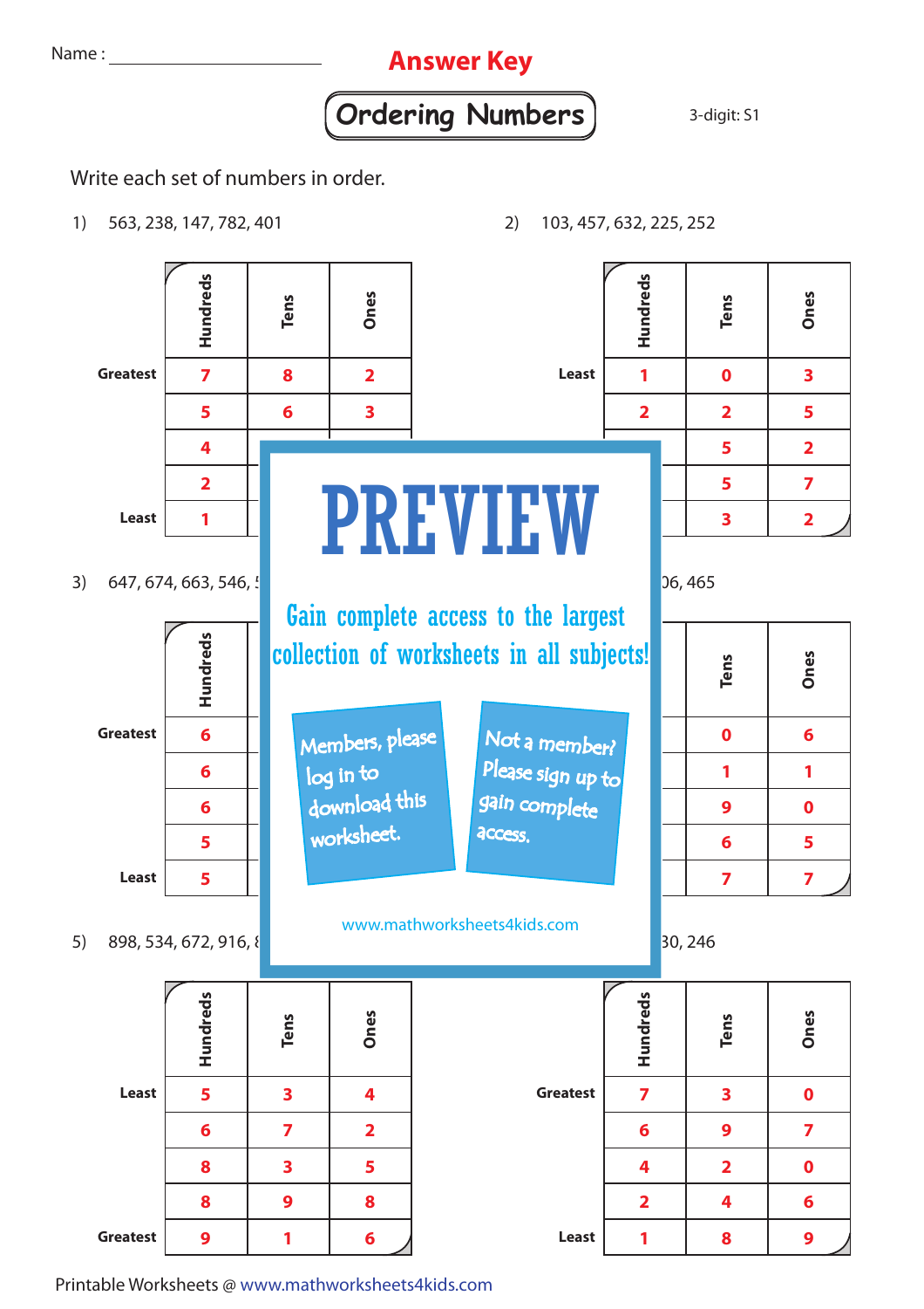Name : ____________________

**Answer Key**

# Ordering Numbers

3-digit: S1

Write each set of numbers in order.

1) 563, 238, 147, 782, 401

| | Hundreds | Tens | Ones |
|---|---|---|---|
| Greatest | 7 | 8 | 2 |
| | 5 | 6 | 3 |
| | 4 | | |
| | 2 | | |
| Least | 1 | | |

2) 103, 457, 632, 225, 252

| | Hundreds | Tens | Ones |
|---|---|---|---|
| Least | 1 | 0 | 3 |
| | 2 | 2 | 5 |
| | | 5 | 2 |
| | | 5 | 7 |
| | | 3 | 2 |

3) 647, 674, 663, 546, 5

| | Hundreds | Tens | Ones |
|---|---|---|---|
| Greatest | 6 | | |
| | 6 | | |
| | 6 | | |
| | 5 | | |
| Least | 5 | | |

4) 06, 465

| | Hundreds | Tens | Ones |
|---|---|---|---|
| | | 0 | 6 |
| | | 1 | 1 |
| | | 9 | 0 |
| | | 6 | 5 |
| | | 7 | 7 |

5) 898, 534, 672, 916, 8

| | Hundreds | Tens | Ones |
|---|---|---|---|
| Least | 5 | 3 | 4 |
| | 6 | 7 | 2 |
| | 8 | 3 | 5 |
| | 8 | 9 | 8 |
| Greatest | 9 | 1 | 6 |

6) 30, 246

| | Hundreds | Tens | Ones |
|---|---|---|---|
| Greatest | 7 | 3 | 0 |
| | 6 | 9 | 7 |
| | 4 | 2 | 0 |
| | 2 | 4 | 6 |
| Least | 1 | 8 | 9 |

PREVIEW

Gain complete access to the largest collection of worksheets in all subjects!

Members, please log in to download this worksheet.

Not a member? Please sign up to gain complete access.

www.mathworksheets4kids.com

Printable Worksheets @ www.mathworksheets4kids.com